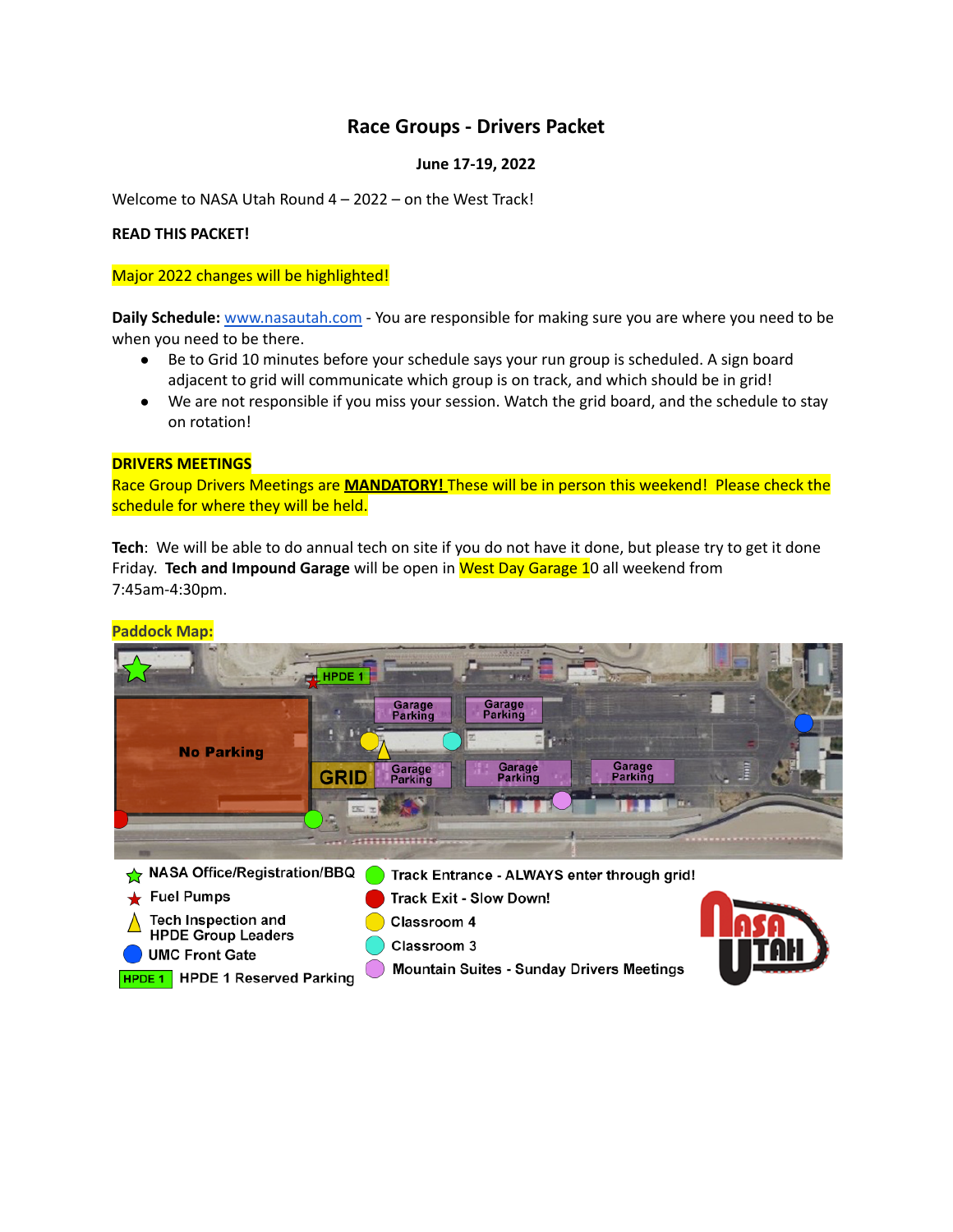# Race Groups - Drivers Packet

**June 17-19, 2022**

Welcome to NASA Utah Round 4 – 2022 – on the West Track!

**READ THIS PACKET!**

Major 2022 changes will be highlighted!

**Daily Schedule:** www.nasautah.com - You are responsible for making sure you are where you need to be when you need to be there.

- Be to Grid 10 minutes before your schedule says your run group is scheduled. A sign board adjacent to grid will communicate which group is on track, and which should be in grid!
- We are not responsible if you miss your session. Watch the grid board, and the schedule to stay on rotation!

**DRIVERS MEETINGS**

Race Group Drivers Meetings are **MANDATORY!** These will be in person this weekend! Please check the schedule for where they will be held.

**Tech**: We will be able to do annual tech on site if you do not have it done, but please try to get it done Friday. **Tech and Impound Garage** will be open in West Day Garage 10 all weekend from 7:45am-4:30pm.

**Paddock Map:**

No Parking

GRID

HPDE 1

Garage Parking

Garage Parking

Garage Parking

Garage Parking

Garage Parking

- NASA Office/Registration/BBQ
- Fuel Pumps
- Tech Inspection and HPDE Group Leaders
- UMC Front Gate
- HPDE 1 Reserved Parking
- Track Entrance - ALWAYS enter through grid!
- Track Exit - Slow Down!
- Classroom 4
- Classroom 3
- Mountain Suites - Sunday Drivers Meetings

NASA UTAH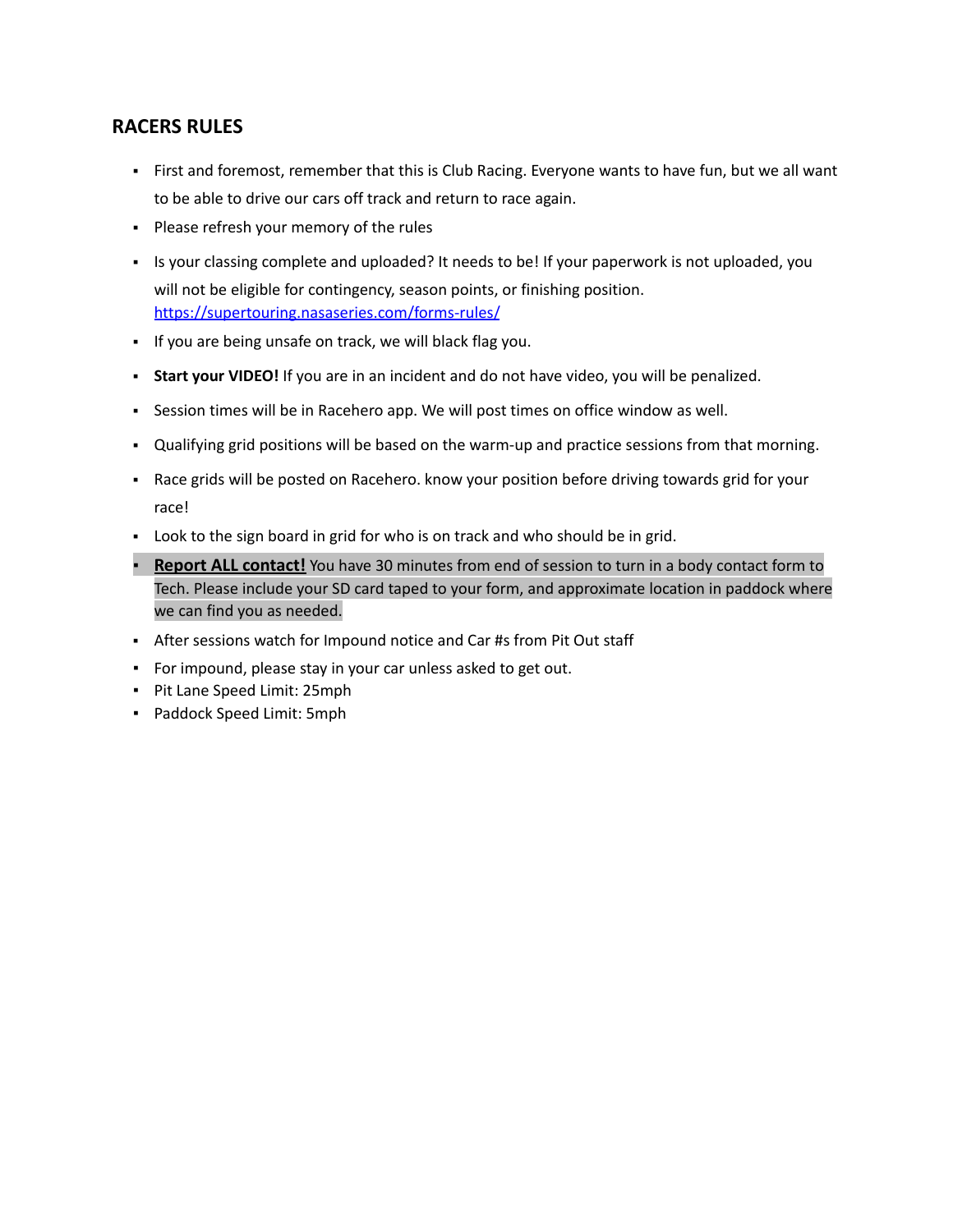## RACERS RULES

- First and foremost, remember that this is Club Racing. Everyone wants to have fun, but we all want to be able to drive our cars off track and return to race again.
- Please refresh your memory of the rules
- Is your classing complete and uploaded? It needs to be! If your paperwork is not uploaded, you will not be eligible for contingency, season points, or finishing position. https://supertouring.nasaseries.com/forms-rules/
- If you are being unsafe on track, we will black flag you.
- **Start your VIDEO!** If you are in an incident and do not have video, you will be penalized.
- Session times will be in Racehero app. We will post times on office window as well.
- Qualifying grid positions will be based on the warm-up and practice sessions from that morning.
- Race grids will be posted on Racehero. know your position before driving towards grid for your race!
- Look to the sign board in grid for who is on track and who should be in grid.
- **Report ALL contact!** You have 30 minutes from end of session to turn in a body contact form to Tech. Please include your SD card taped to your form, and approximate location in paddock where we can find you as needed.
- After sessions watch for Impound notice and Car #s from Pit Out staff
- For impound, please stay in your car unless asked to get out.
- Pit Lane Speed Limit: 25mph
- Paddock Speed Limit: 5mph